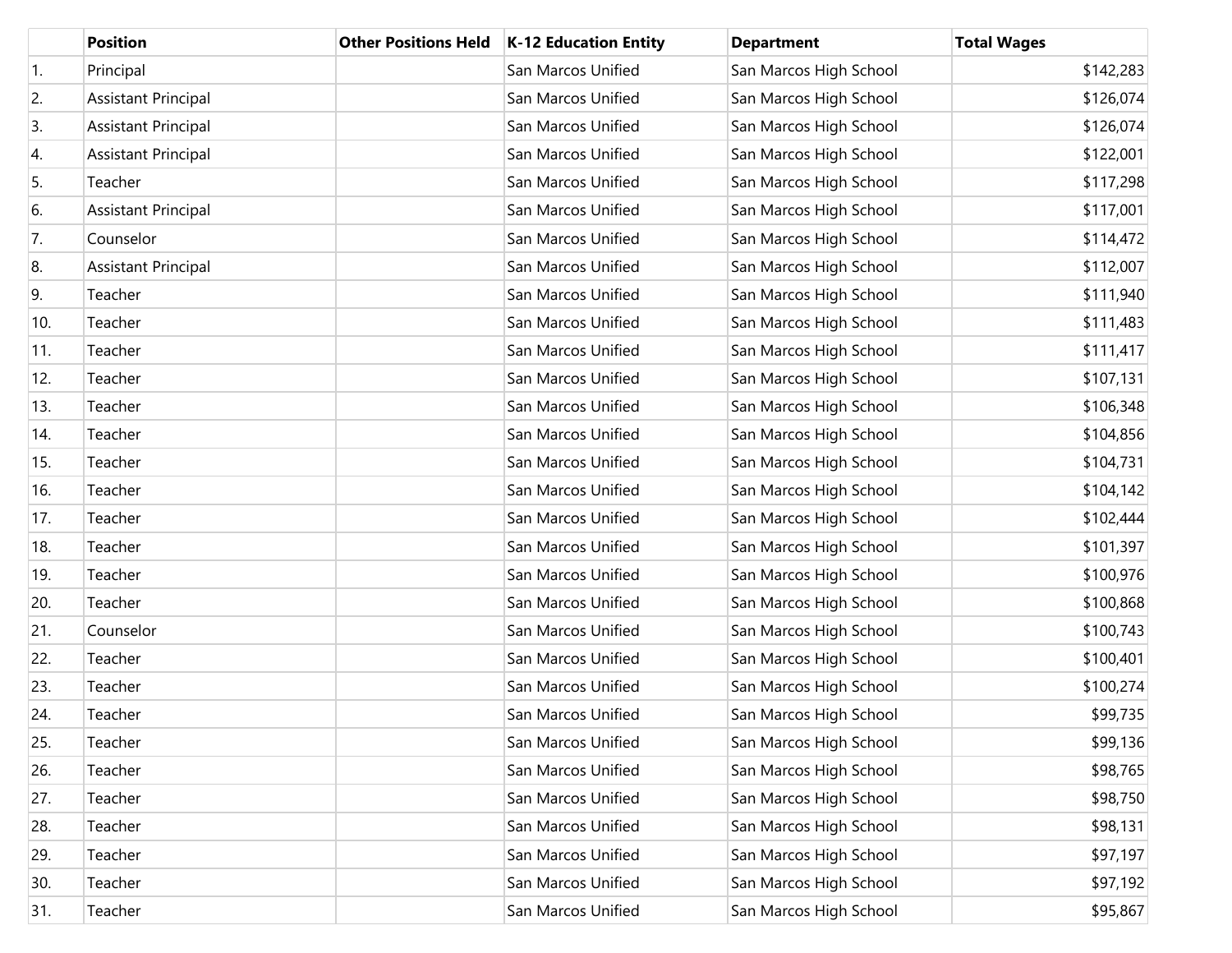| | Position | Other Positions Held | K-12 Education Entity | Department | Total Wages |
|---|---|---|---|---|---|
| 1. | Principal | | San Marcos Unified | San Marcos High School | $142,283 |
| 2. | Assistant Principal | | San Marcos Unified | San Marcos High School | $126,074 |
| 3. | Assistant Principal | | San Marcos Unified | San Marcos High School | $126,074 |
| 4. | Assistant Principal | | San Marcos Unified | San Marcos High School | $122,001 |
| 5. | Teacher | | San Marcos Unified | San Marcos High School | $117,298 |
| 6. | Assistant Principal | | San Marcos Unified | San Marcos High School | $117,001 |
| 7. | Counselor | | San Marcos Unified | San Marcos High School | $114,472 |
| 8. | Assistant Principal | | San Marcos Unified | San Marcos High School | $112,007 |
| 9. | Teacher | | San Marcos Unified | San Marcos High School | $111,940 |
| 10. | Teacher | | San Marcos Unified | San Marcos High School | $111,483 |
| 11. | Teacher | | San Marcos Unified | San Marcos High School | $111,417 |
| 12. | Teacher | | San Marcos Unified | San Marcos High School | $107,131 |
| 13. | Teacher | | San Marcos Unified | San Marcos High School | $106,348 |
| 14. | Teacher | | San Marcos Unified | San Marcos High School | $104,856 |
| 15. | Teacher | | San Marcos Unified | San Marcos High School | $104,731 |
| 16. | Teacher | | San Marcos Unified | San Marcos High School | $104,142 |
| 17. | Teacher | | San Marcos Unified | San Marcos High School | $102,444 |
| 18. | Teacher | | San Marcos Unified | San Marcos High School | $101,397 |
| 19. | Teacher | | San Marcos Unified | San Marcos High School | $100,976 |
| 20. | Teacher | | San Marcos Unified | San Marcos High School | $100,868 |
| 21. | Counselor | | San Marcos Unified | San Marcos High School | $100,743 |
| 22. | Teacher | | San Marcos Unified | San Marcos High School | $100,401 |
| 23. | Teacher | | San Marcos Unified | San Marcos High School | $100,274 |
| 24. | Teacher | | San Marcos Unified | San Marcos High School | $99,735 |
| 25. | Teacher | | San Marcos Unified | San Marcos High School | $99,136 |
| 26. | Teacher | | San Marcos Unified | San Marcos High School | $98,765 |
| 27. | Teacher | | San Marcos Unified | San Marcos High School | $98,750 |
| 28. | Teacher | | San Marcos Unified | San Marcos High School | $98,131 |
| 29. | Teacher | | San Marcos Unified | San Marcos High School | $97,197 |
| 30. | Teacher | | San Marcos Unified | San Marcos High School | $97,192 |
| 31. | Teacher | | San Marcos Unified | San Marcos High School | $95,867 |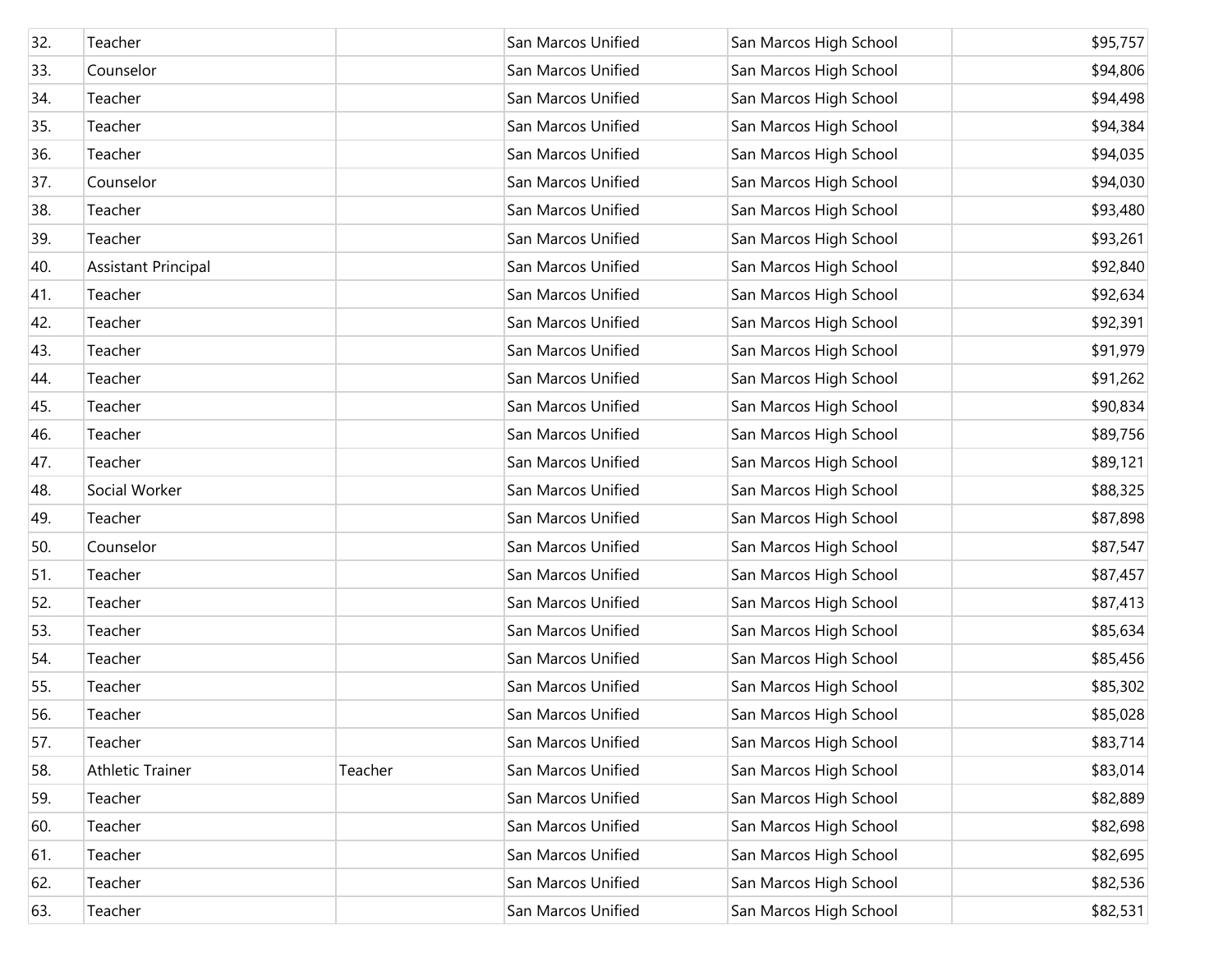| | | | | | |
|---|---|---|---|---|---|
| 32. | Teacher | | San Marcos Unified | San Marcos High School | $95,757 |
| 33. | Counselor | | San Marcos Unified | San Marcos High School | $94,806 |
| 34. | Teacher | | San Marcos Unified | San Marcos High School | $94,498 |
| 35. | Teacher | | San Marcos Unified | San Marcos High School | $94,384 |
| 36. | Teacher | | San Marcos Unified | San Marcos High School | $94,035 |
| 37. | Counselor | | San Marcos Unified | San Marcos High School | $94,030 |
| 38. | Teacher | | San Marcos Unified | San Marcos High School | $93,480 |
| 39. | Teacher | | San Marcos Unified | San Marcos High School | $93,261 |
| 40. | Assistant Principal | | San Marcos Unified | San Marcos High School | $92,840 |
| 41. | Teacher | | San Marcos Unified | San Marcos High School | $92,634 |
| 42. | Teacher | | San Marcos Unified | San Marcos High School | $92,391 |
| 43. | Teacher | | San Marcos Unified | San Marcos High School | $91,979 |
| 44. | Teacher | | San Marcos Unified | San Marcos High School | $91,262 |
| 45. | Teacher | | San Marcos Unified | San Marcos High School | $90,834 |
| 46. | Teacher | | San Marcos Unified | San Marcos High School | $89,756 |
| 47. | Teacher | | San Marcos Unified | San Marcos High School | $89,121 |
| 48. | Social Worker | | San Marcos Unified | San Marcos High School | $88,325 |
| 49. | Teacher | | San Marcos Unified | San Marcos High School | $87,898 |
| 50. | Counselor | | San Marcos Unified | San Marcos High School | $87,547 |
| 51. | Teacher | | San Marcos Unified | San Marcos High School | $87,457 |
| 52. | Teacher | | San Marcos Unified | San Marcos High School | $87,413 |
| 53. | Teacher | | San Marcos Unified | San Marcos High School | $85,634 |
| 54. | Teacher | | San Marcos Unified | San Marcos High School | $85,456 |
| 55. | Teacher | | San Marcos Unified | San Marcos High School | $85,302 |
| 56. | Teacher | | San Marcos Unified | San Marcos High School | $85,028 |
| 57. | Teacher | | San Marcos Unified | San Marcos High School | $83,714 |
| 58. | Athletic Trainer | Teacher | San Marcos Unified | San Marcos High School | $83,014 |
| 59. | Teacher | | San Marcos Unified | San Marcos High School | $82,889 |
| 60. | Teacher | | San Marcos Unified | San Marcos High School | $82,698 |
| 61. | Teacher | | San Marcos Unified | San Marcos High School | $82,695 |
| 62. | Teacher | | San Marcos Unified | San Marcos High School | $82,536 |
| 63. | Teacher | | San Marcos Unified | San Marcos High School | $82,531 |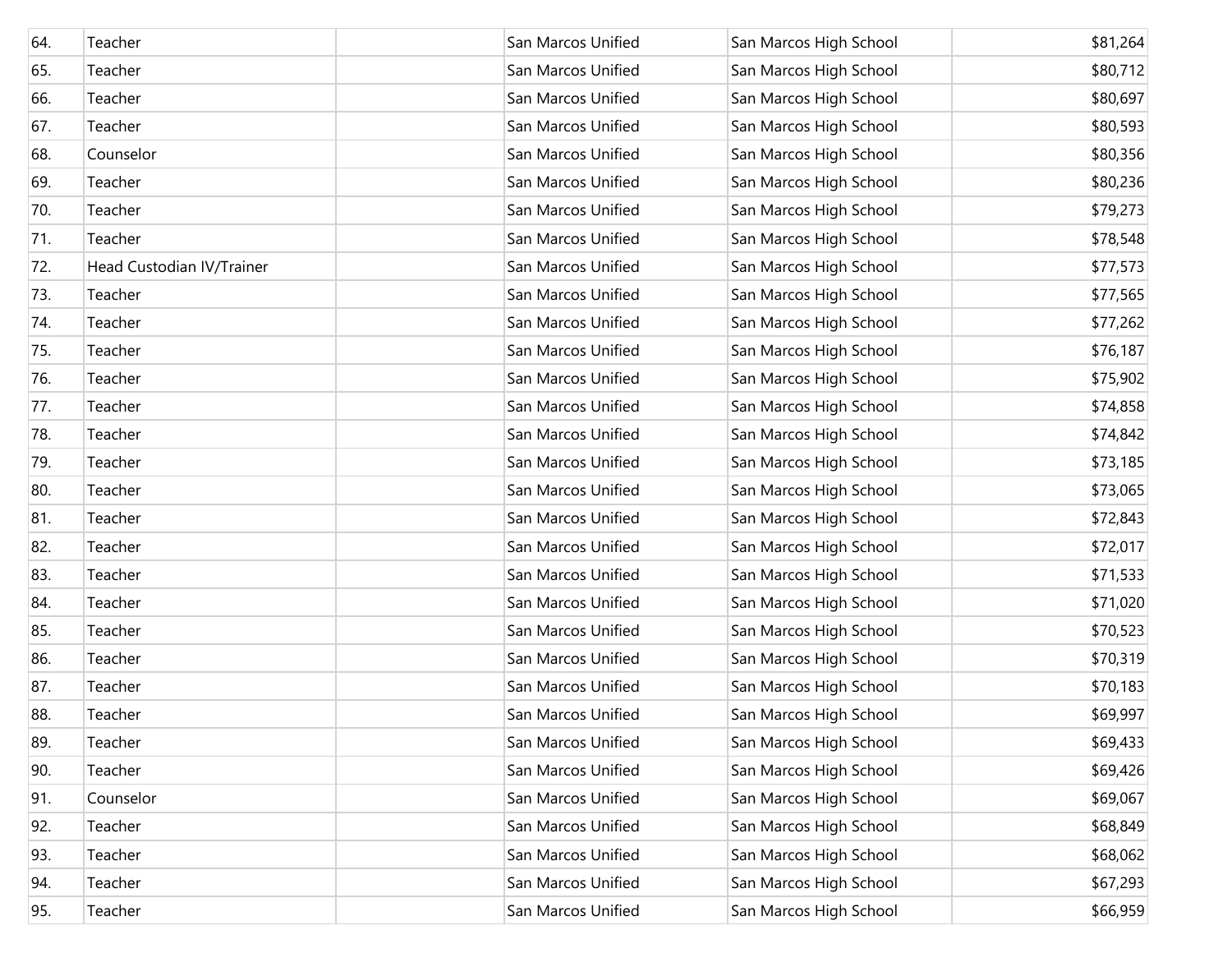| | | | | | |
|---|---|---|---|---|---|
| 64. | Teacher | | San Marcos Unified | San Marcos High School | $81,264 |
| 65. | Teacher | | San Marcos Unified | San Marcos High School | $80,712 |
| 66. | Teacher | | San Marcos Unified | San Marcos High School | $80,697 |
| 67. | Teacher | | San Marcos Unified | San Marcos High School | $80,593 |
| 68. | Counselor | | San Marcos Unified | San Marcos High School | $80,356 |
| 69. | Teacher | | San Marcos Unified | San Marcos High School | $80,236 |
| 70. | Teacher | | San Marcos Unified | San Marcos High School | $79,273 |
| 71. | Teacher | | San Marcos Unified | San Marcos High School | $78,548 |
| 72. | Head Custodian IV/Trainer | | San Marcos Unified | San Marcos High School | $77,573 |
| 73. | Teacher | | San Marcos Unified | San Marcos High School | $77,565 |
| 74. | Teacher | | San Marcos Unified | San Marcos High School | $77,262 |
| 75. | Teacher | | San Marcos Unified | San Marcos High School | $76,187 |
| 76. | Teacher | | San Marcos Unified | San Marcos High School | $75,902 |
| 77. | Teacher | | San Marcos Unified | San Marcos High School | $74,858 |
| 78. | Teacher | | San Marcos Unified | San Marcos High School | $74,842 |
| 79. | Teacher | | San Marcos Unified | San Marcos High School | $73,185 |
| 80. | Teacher | | San Marcos Unified | San Marcos High School | $73,065 |
| 81. | Teacher | | San Marcos Unified | San Marcos High School | $72,843 |
| 82. | Teacher | | San Marcos Unified | San Marcos High School | $72,017 |
| 83. | Teacher | | San Marcos Unified | San Marcos High School | $71,533 |
| 84. | Teacher | | San Marcos Unified | San Marcos High School | $71,020 |
| 85. | Teacher | | San Marcos Unified | San Marcos High School | $70,523 |
| 86. | Teacher | | San Marcos Unified | San Marcos High School | $70,319 |
| 87. | Teacher | | San Marcos Unified | San Marcos High School | $70,183 |
| 88. | Teacher | | San Marcos Unified | San Marcos High School | $69,997 |
| 89. | Teacher | | San Marcos Unified | San Marcos High School | $69,433 |
| 90. | Teacher | | San Marcos Unified | San Marcos High School | $69,426 |
| 91. | Counselor | | San Marcos Unified | San Marcos High School | $69,067 |
| 92. | Teacher | | San Marcos Unified | San Marcos High School | $68,849 |
| 93. | Teacher | | San Marcos Unified | San Marcos High School | $68,062 |
| 94. | Teacher | | San Marcos Unified | San Marcos High School | $67,293 |
| 95. | Teacher | | San Marcos Unified | San Marcos High School | $66,959 |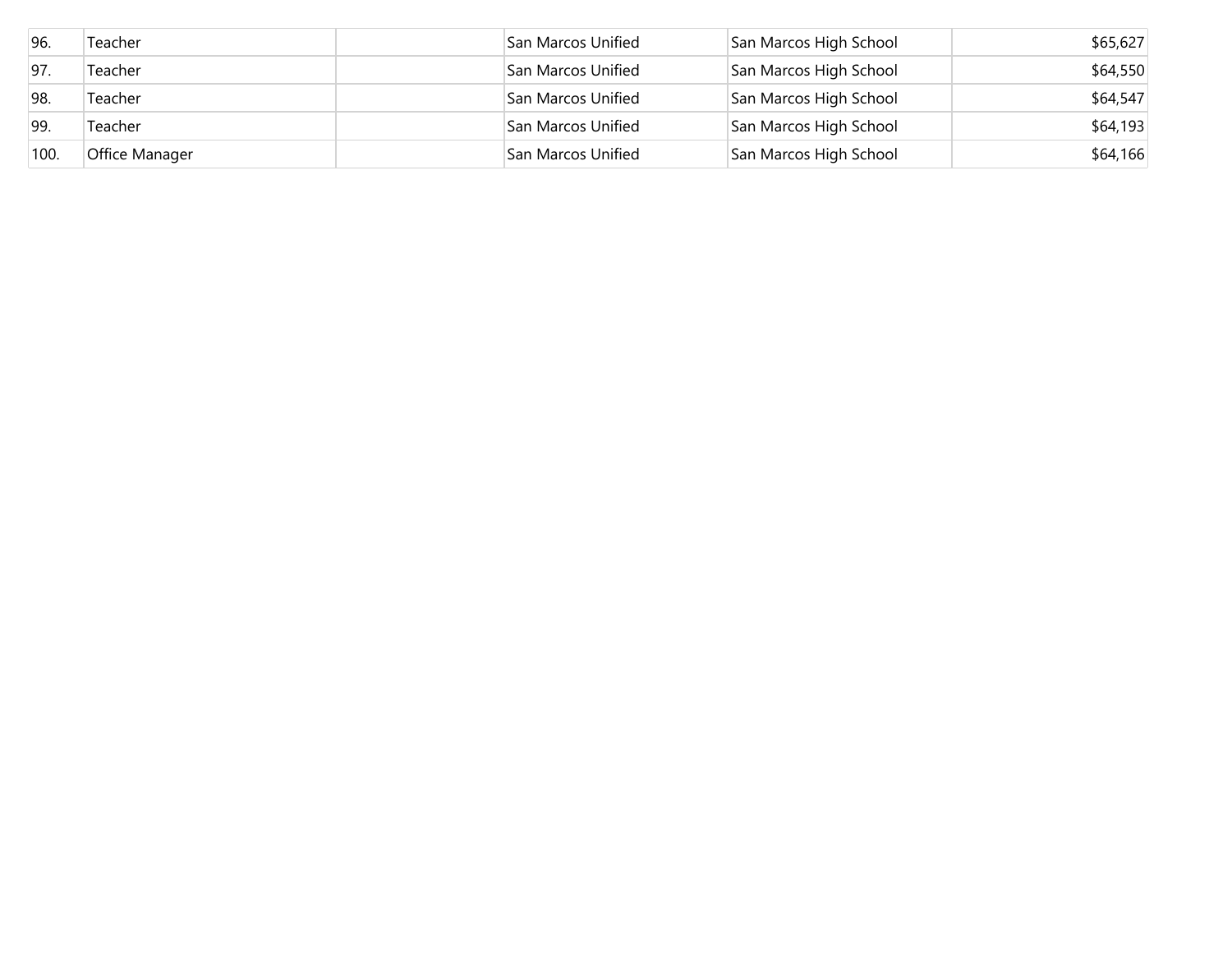| | | | | | |
|---|---|---|---|---|---|
| 96. | Teacher | | San Marcos Unified | San Marcos High School | $65,627 |
| 97. | Teacher | | San Marcos Unified | San Marcos High School | $64,550 |
| 98. | Teacher | | San Marcos Unified | San Marcos High School | $64,547 |
| 99. | Teacher | | San Marcos Unified | San Marcos High School | $64,193 |
| 100. | Office Manager | | San Marcos Unified | San Marcos High School | $64,166 |